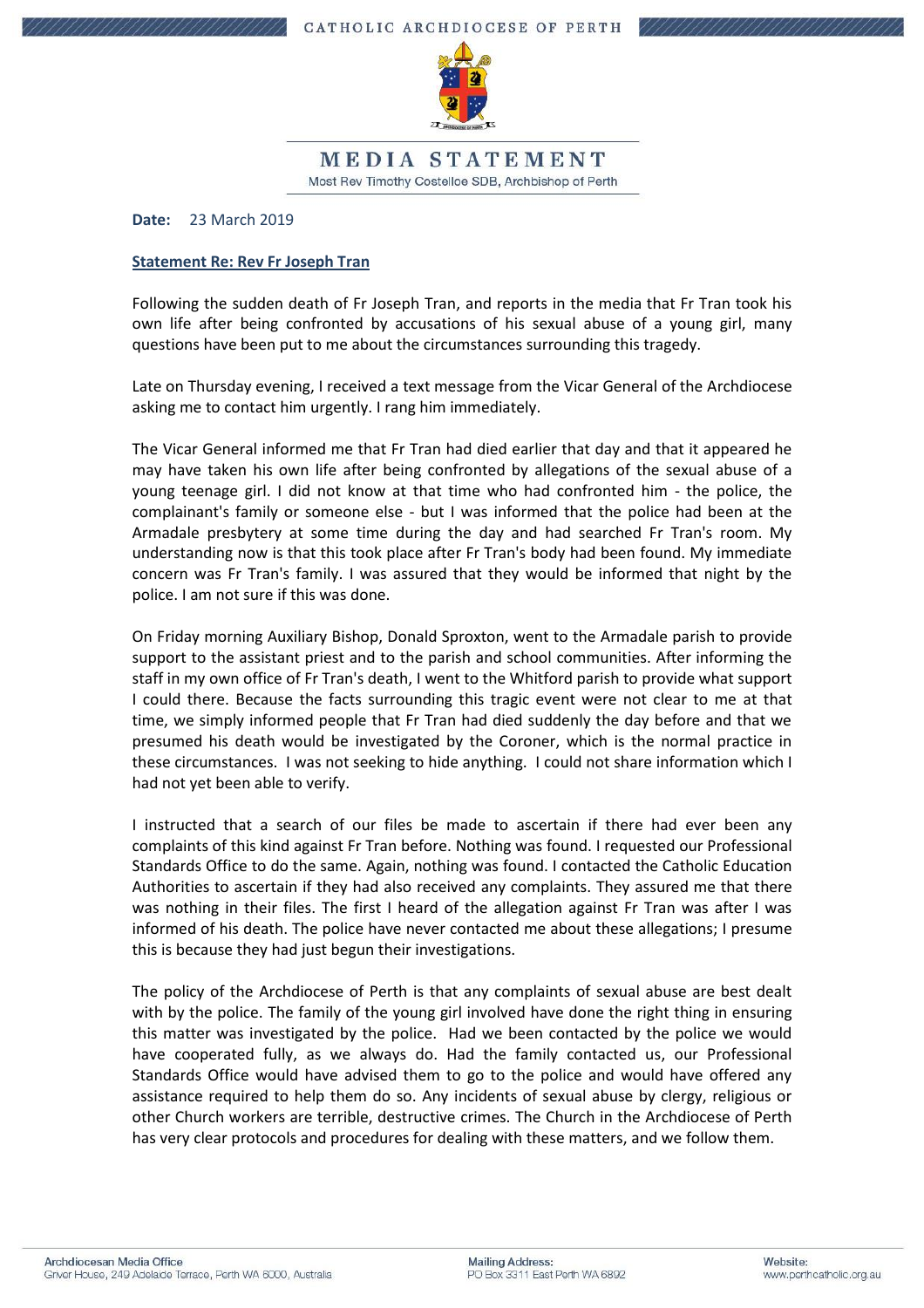CATHOLIC ARCHDIOCESE OF PERTH

# MEDIA STATEMENT

Most Rev Timothy Costelloe SDB, Archbishop of Perth

**Date:** 23 March 2019

**Statement Re: Rev Fr Joseph Tran**

Following the sudden death of Fr Joseph Tran, and reports in the media that Fr Tran took his own life after being confronted by accusations of his sexual abuse of a young girl, many questions have been put to me about the circumstances surrounding this tragedy.

Late on Thursday evening, I received a text message from the Vicar General of the Archdiocese asking me to contact him urgently. I rang him immediately.

The Vicar General informed me that Fr Tran had died earlier that day and that it appeared he may have taken his own life after being confronted by allegations of the sexual abuse of a young teenage girl. I did not know at that time who had confronted him - the police, the complainant's family or someone else - but I was informed that the police had been at the Armadale presbytery at some time during the day and had searched Fr Tran's room. My understanding now is that this took place after Fr Tran's body had been found. My immediate concern was Fr Tran's family. I was assured that they would be informed that night by the police. I am not sure if this was done.

On Friday morning Auxiliary Bishop, Donald Sproxton, went to the Armadale parish to provide support to the assistant priest and to the parish and school communities. After informing the staff in my own office of Fr Tran's death, I went to the Whitford parish to provide what support I could there. Because the facts surrounding this tragic event were not clear to me at that time, we simply informed people that Fr Tran had died suddenly the day before and that we presumed his death would be investigated by the Coroner, which is the normal practice in these circumstances. I was not seeking to hide anything. I could not share information which I had not yet been able to verify.

I instructed that a search of our files be made to ascertain if there had ever been any complaints of this kind against Fr Tran before. Nothing was found. I requested our Professional Standards Office to do the same. Again, nothing was found. I contacted the Catholic Education Authorities to ascertain if they had also received any complaints. They assured me that there was nothing in their files. The first I heard of the allegation against Fr Tran was after I was informed of his death. The police have never contacted me about these allegations; I presume this is because they had just begun their investigations.

The policy of the Archdiocese of Perth is that any complaints of sexual abuse are best dealt with by the police. The family of the young girl involved have done the right thing in ensuring this matter was investigated by the police. Had we been contacted by the police we would have cooperated fully, as we always do. Had the family contacted us, our Professional Standards Office would have advised them to go to the police and would have offered any assistance required to help them do so. Any incidents of sexual abuse by clergy, religious or other Church workers are terrible, destructive crimes. The Church in the Archdiocese of Perth has very clear protocols and procedures for dealing with these matters, and we follow them.

**Archdiocesan Media Office**
Griver House, 249 Adelaide Terrace, Perth WA 6000, Australia

**Mailing Address:**
PO Box 3311 East Perth WA 6892

**Website:**
www.perthcatholic.org.au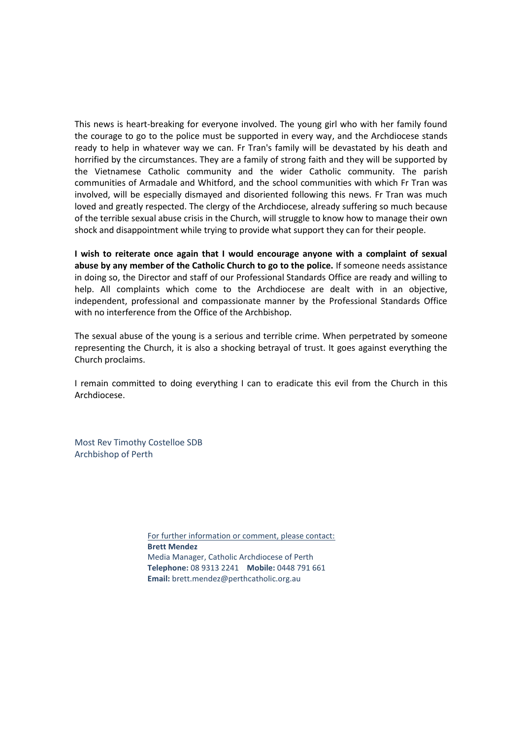This news is heart-breaking for everyone involved. The young girl who with her family found the courage to go to the police must be supported in every way, and the Archdiocese stands ready to help in whatever way we can. Fr Tran's family will be devastated by his death and horrified by the circumstances. They are a family of strong faith and they will be supported by the Vietnamese Catholic community and the wider Catholic community. The parish communities of Armadale and Whitford, and the school communities with which Fr Tran was involved, will be especially dismayed and disoriented following this news. Fr Tran was much loved and greatly respected. The clergy of the Archdiocese, already suffering so much because of the terrible sexual abuse crisis in the Church, will struggle to know how to manage their own shock and disappointment while trying to provide what support they can for their people.

**I wish to reiterate once again that I would encourage anyone with a complaint of sexual abuse by any member of the Catholic Church to go to the police.** If someone needs assistance in doing so, the Director and staff of our Professional Standards Office are ready and willing to help. All complaints which come to the Archdiocese are dealt with in an objective, independent, professional and compassionate manner by the Professional Standards Office with no interference from the Office of the Archbishop.

The sexual abuse of the young is a serious and terrible crime. When perpetrated by someone representing the Church, it is also a shocking betrayal of trust. It goes against everything the Church proclaims.

I remain committed to doing everything I can to eradicate this evil from the Church in this Archdiocese.

Most Rev Timothy Costelloe SDB
Archbishop of Perth

For further information or comment, please contact:
**Brett Mendez**
Media Manager, Catholic Archdiocese of Perth
**Telephone:** 08 9313 2241 **Mobile:** 0448 791 661
**Email:** brett.mendez@perthcatholic.org.au